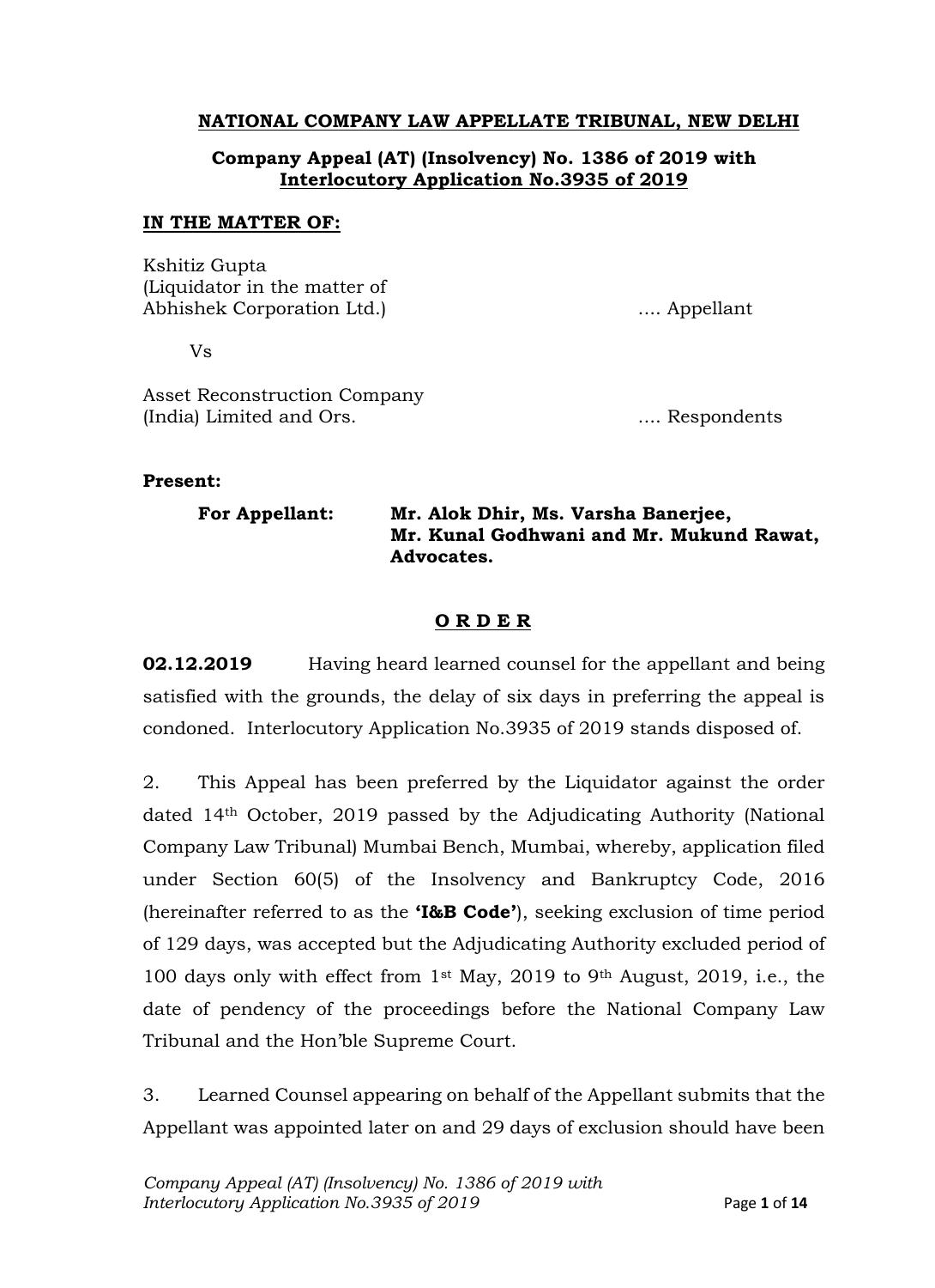**NATIONAL COMPANY LAW APPELLATE TRIBUNAL, NEW DELHI**

**Company Appeal (AT) (Insolvency) No. 1386 of 2019 with Interlocutory Application No.3935 of 2019**

**IN THE MATTER OF:**

Kshitiz Gupta
(Liquidator in the matter of
Abhishek Corporation Ltd.) .... Appellant

Vs

Asset Reconstruction Company
(India) Limited and Ors. .... Respondents

**Present:**

**For Appellant:** **Mr. Alok Dhir, Ms. Varsha Banerjee, Mr. Kunal Godhwani and Mr. Mukund Rawat, Advocates.**

**O R D E R**

**02.12.2019** Having heard learned counsel for the appellant and being satisfied with the grounds, the delay of six days in preferring the appeal is condoned. Interlocutory Application No.3935 of 2019 stands disposed of.

2. This Appeal has been preferred by the Liquidator against the order dated 14th October, 2019 passed by the Adjudicating Authority (National Company Law Tribunal) Mumbai Bench, Mumbai, whereby, application filed under Section 60(5) of the Insolvency and Bankruptcy Code, 2016 (hereinafter referred to as the **'I&B Code'**), seeking exclusion of time period of 129 days, was accepted but the Adjudicating Authority excluded period of 100 days only with effect from 1st May, 2019 to 9th August, 2019, i.e., the date of pendency of the proceedings before the National Company Law Tribunal and the Hon'ble Supreme Court.

3. Learned Counsel appearing on behalf of the Appellant submits that the Appellant was appointed later on and 29 days of exclusion should have been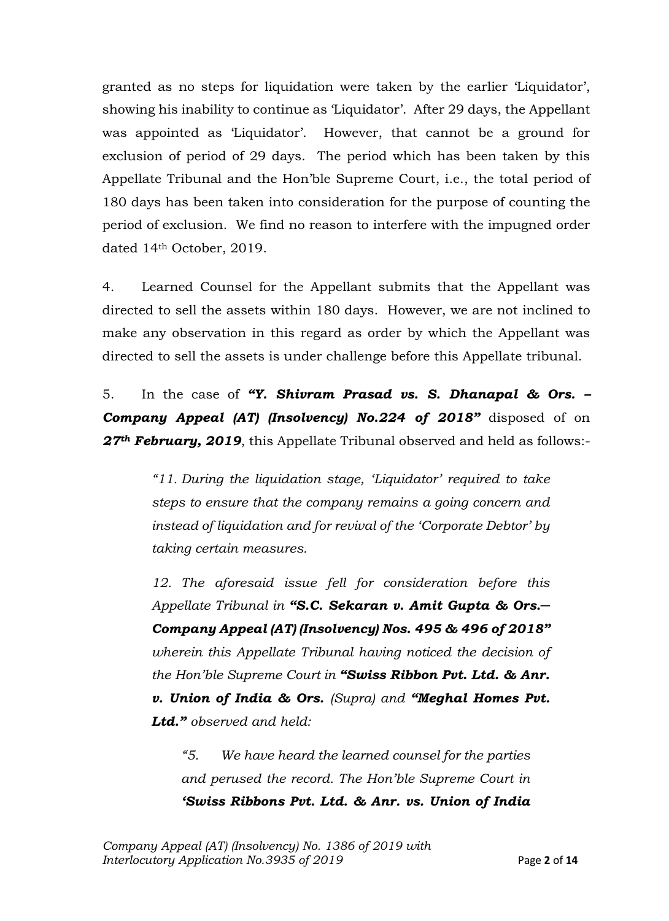granted as no steps for liquidation were taken by the earlier 'Liquidator', showing his inability to continue as 'Liquidator'. After 29 days, the Appellant was appointed as 'Liquidator'. However, that cannot be a ground for exclusion of period of 29 days. The period which has been taken by this Appellate Tribunal and the Hon'ble Supreme Court, i.e., the total period of 180 days has been taken into consideration for the purpose of counting the period of exclusion. We find no reason to interfere with the impugned order dated 14th October, 2019.

4. Learned Counsel for the Appellant submits that the Appellant was directed to sell the assets within 180 days. However, we are not inclined to make any observation in this regard as order by which the Appellant was directed to sell the assets is under challenge before this Appellate tribunal.

5. In the case of ***"Y. Shivram Prasad vs. S. Dhanapal & Ors. – Company Appeal (AT) (Insolvency) No.224 of 2018"*** disposed of on ***27th February, 2019***, this Appellate Tribunal observed and held as follows:-

> *"11. During the liquidation stage, 'Liquidator' required to take steps to ensure that the company remains a going concern and instead of liquidation and for revival of the 'Corporate Debtor' by taking certain measures.*
>
> *12. The aforesaid issue fell for consideration before this Appellate Tribunal in **"S.C. Sekaran v. Amit Gupta & Ors.— Company Appeal (AT) (Insolvency) Nos. 495 & 496 of 2018"** wherein this Appellate Tribunal having noticed the decision of the Hon'ble Supreme Court in **"Swiss Ribbon Pvt. Ltd. & Anr. v. Union of India & Ors.** (Supra) and **"Meghal Homes Pvt. Ltd."** observed and held:*
>
>> *"5. We have heard the learned counsel for the parties and perused the record. The Hon'ble Supreme Court in **'Swiss Ribbons Pvt. Ltd. & Anr. vs. Union of India***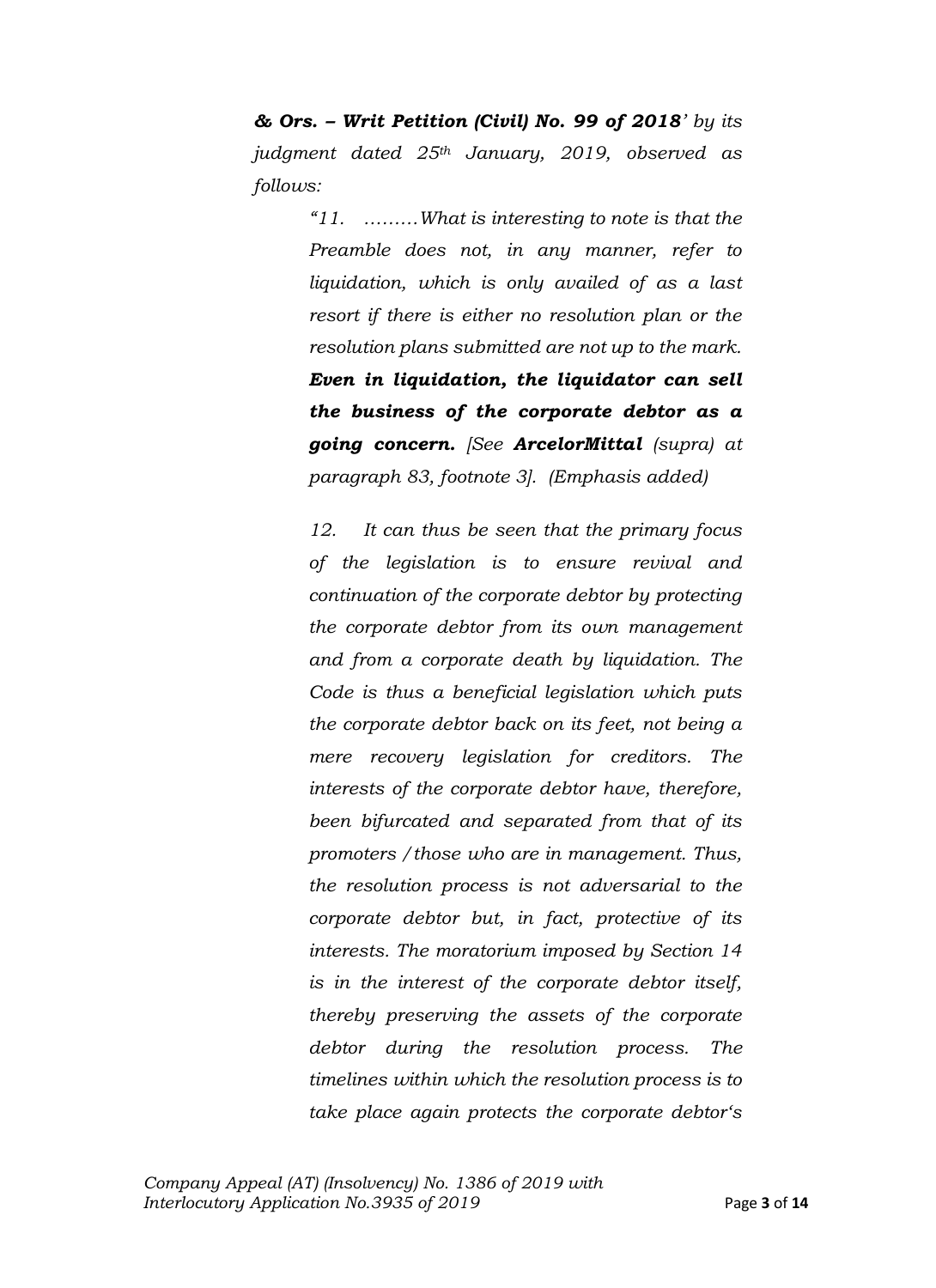***& Ors. – Writ Petition (Civil) No. 99 of 2018**' by its judgment dated 25th January, 2019, observed as follows:*

> *"11. ………What is interesting to note is that the Preamble does not, in any manner, refer to liquidation, which is only availed of as a last resort if there is either no resolution plan or the resolution plans submitted are not up to the mark. **Even in liquidation, the liquidator can sell the business of the corporate debtor as a going concern.** [See **ArcelorMittal** (supra) at paragraph 83, footnote 3]. (Emphasis added)*
>
> *12. It can thus be seen that the primary focus of the legislation is to ensure revival and continuation of the corporate debtor by protecting the corporate debtor from its own management and from a corporate death by liquidation. The Code is thus a beneficial legislation which puts the corporate debtor back on its feet, not being a mere recovery legislation for creditors. The interests of the corporate debtor have, therefore, been bifurcated and separated from that of its promoters / those who are in management. Thus, the resolution process is not adversarial to the corporate debtor but, in fact, protective of its interests. The moratorium imposed by Section 14 is in the interest of the corporate debtor itself, thereby preserving the assets of the corporate debtor during the resolution process. The timelines within which the resolution process is to take place again protects the corporate debtor's*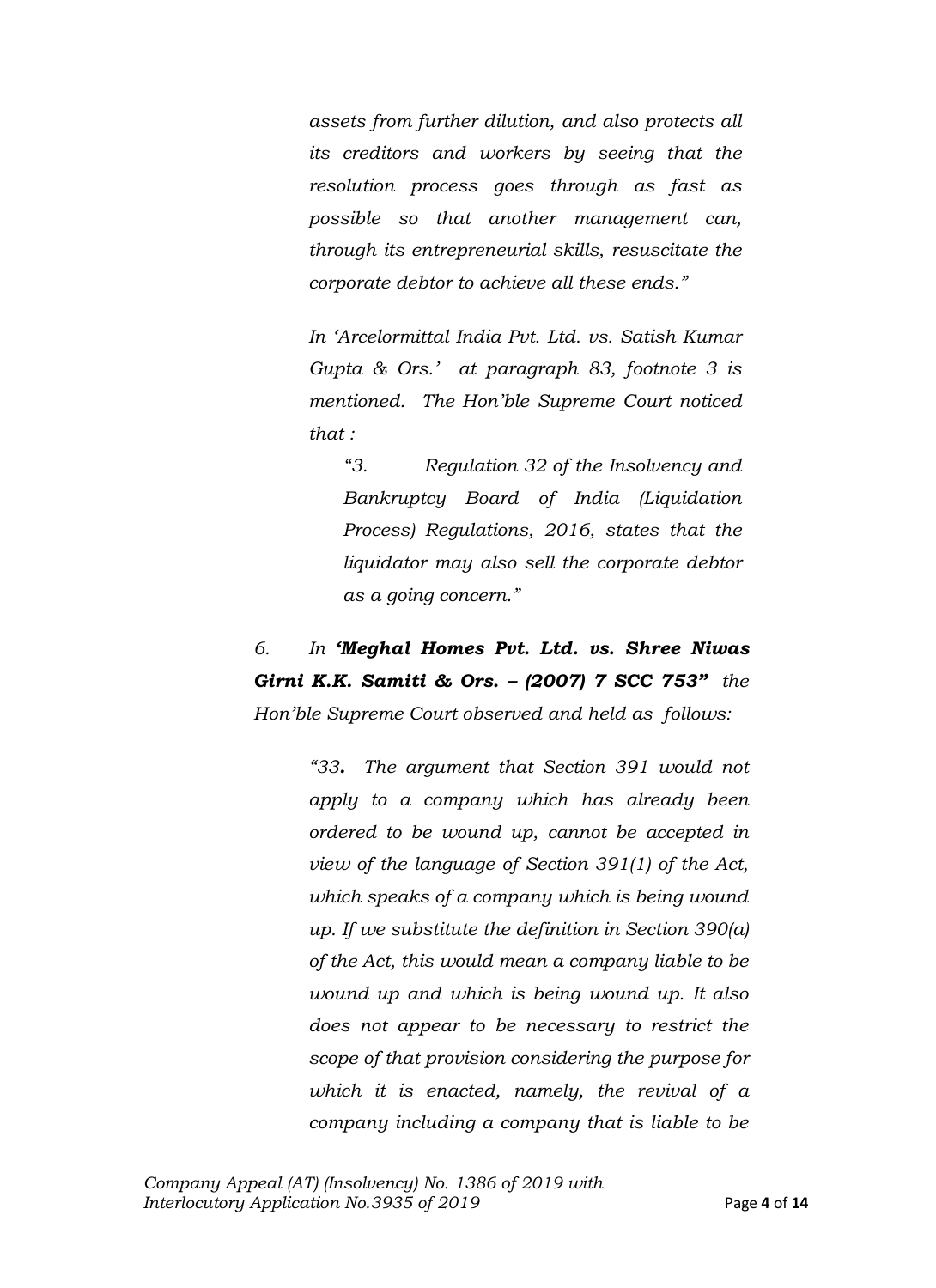*assets from further dilution, and also protects all its creditors and workers by seeing that the resolution process goes through as fast as possible so that another management can, through its entrepreneurial skills, resuscitate the corporate debtor to achieve all these ends."*

*In 'Arcelormittal India Pvt. Ltd. vs. Satish Kumar Gupta & Ors.' at paragraph 83, footnote 3 is mentioned. The Hon'ble Supreme Court noticed that :*

> *"3. Regulation 32 of the Insolvency and Bankruptcy Board of India (Liquidation Process) Regulations, 2016, states that the liquidator may also sell the corporate debtor as a going concern."*

*6. In **'Meghal Homes Pvt. Ltd. vs. Shree Niwas Girni K.K. Samiti & Ors. – (2007) 7 SCC 753"** the Hon'ble Supreme Court observed and held as follows:*

> *"33**.** The argument that Section 391 would not apply to a company which has already been ordered to be wound up, cannot be accepted in view of the language of Section 391(1) of the Act, which speaks of a company which is being wound up. If we substitute the definition in Section 390(a) of the Act, this would mean a company liable to be wound up and which is being wound up. It also does not appear to be necessary to restrict the scope of that provision considering the purpose for which it is enacted, namely, the revival of a company including a company that is liable to be*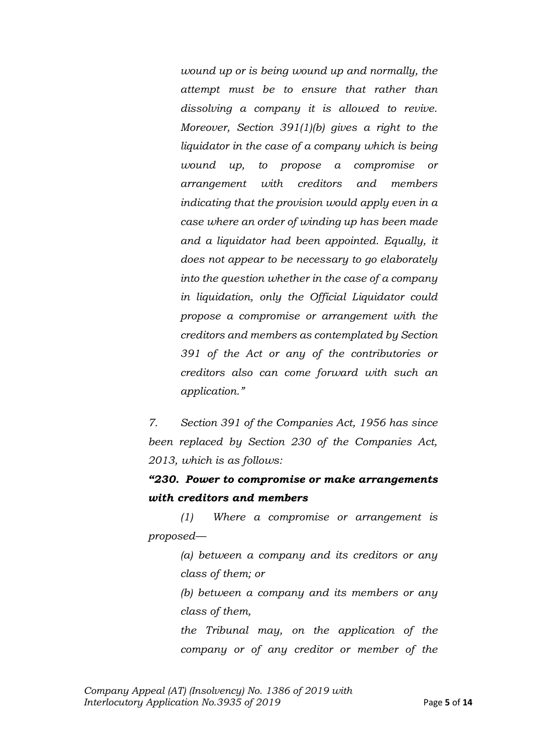*wound up or is being wound up and normally, the attempt must be to ensure that rather than dissolving a company it is allowed to revive. Moreover, Section 391(1)(b) gives a right to the liquidator in the case of a company which is being wound up, to propose a compromise or arrangement with creditors and members indicating that the provision would apply even in a case where an order of winding up has been made and a liquidator had been appointed. Equally, it does not appear to be necessary to go elaborately into the question whether in the case of a company in liquidation, only the Official Liquidator could propose a compromise or arrangement with the creditors and members as contemplated by Section 391 of the Act or any of the contributories or creditors also can come forward with such an application."*

*7. Section 391 of the Companies Act, 1956 has since been replaced by Section 230 of the Companies Act, 2013, which is as follows:*

***"230. Power to compromise or make arrangements with creditors and members***

*(1) Where a compromise or arrangement is proposed—*

*(a) between a company and its creditors or any class of them; or*

*(b) between a company and its members or any class of them,*

*the Tribunal may, on the application of the company or of any creditor or member of the*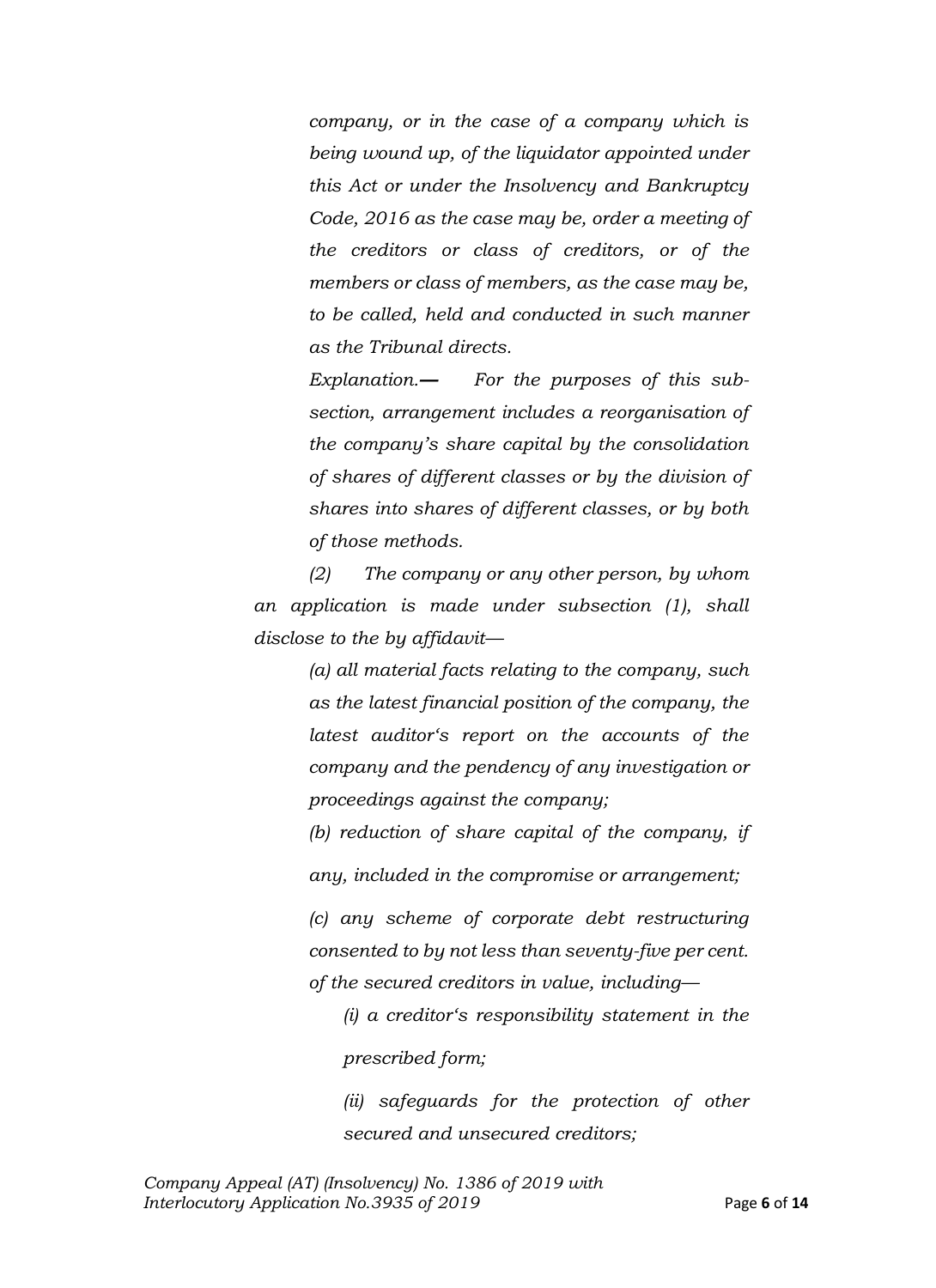*company, or in the case of a company which is being wound up, of the liquidator appointed under this Act or under the Insolvency and Bankruptcy Code, 2016 as the case may be, order a meeting of the creditors or class of creditors, or of the members or class of members, as the case may be, to be called, held and conducted in such manner as the Tribunal directs.*

*Explanation.— For the purposes of this sub-section, arrangement includes a reorganisation of the company's share capital by the consolidation of shares of different classes or by the division of shares into shares of different classes, or by both of those methods.*

*(2) The company or any other person, by whom an application is made under subsection (1), shall disclose to the by affidavit—*

*(a) all material facts relating to the company, such as the latest financial position of the company, the latest auditor's report on the accounts of the company and the pendency of any investigation or proceedings against the company;*

*(b) reduction of share capital of the company, if any, included in the compromise or arrangement;*

*(c) any scheme of corporate debt restructuring consented to by not less than seventy-five per cent. of the secured creditors in value, including—*

*(i) a creditor's responsibility statement in the prescribed form;*

*(ii) safeguards for the protection of other secured and unsecured creditors;*

*Company Appeal (AT) (Insolvency) No. 1386 of 2019 with Interlocutory Application No.3935 of 2019*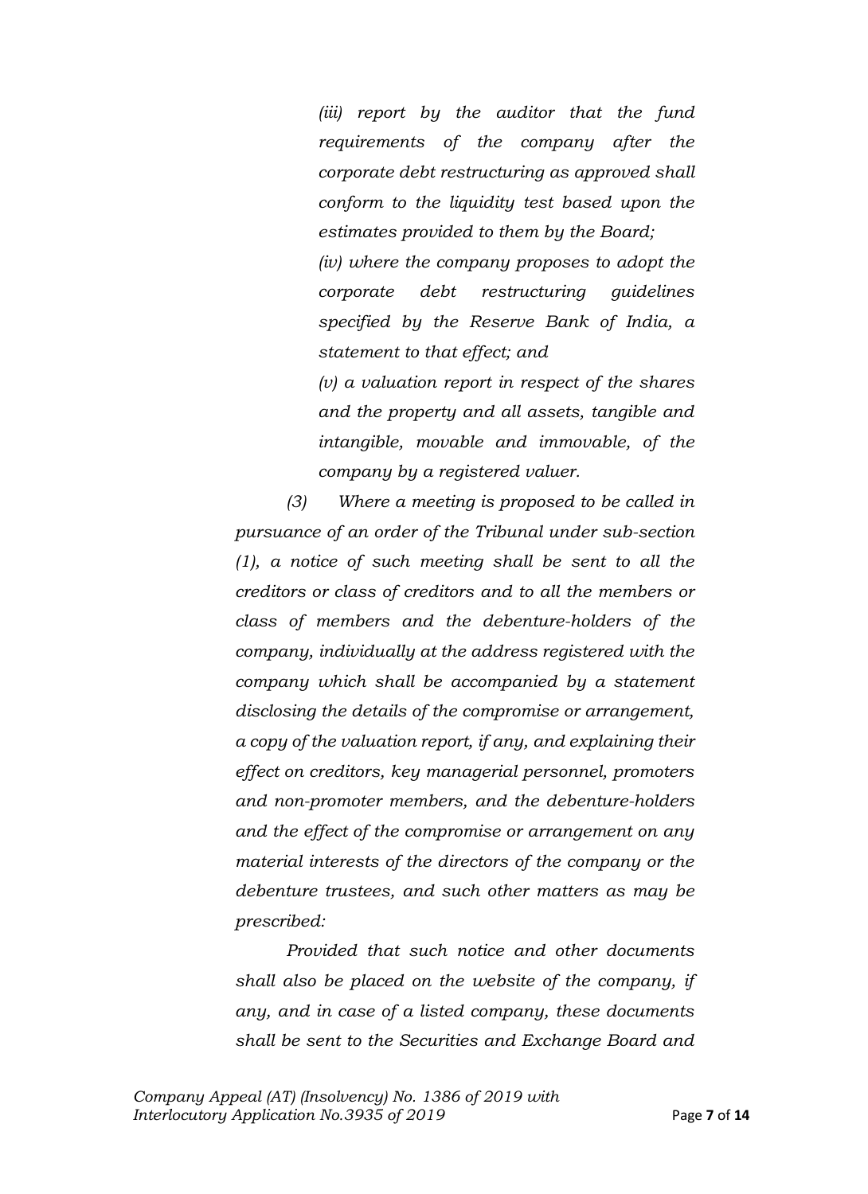*(iii) report by the auditor that the fund requirements of the company after the corporate debt restructuring as approved shall conform to the liquidity test based upon the estimates provided to them by the Board;*

*(iv) where the company proposes to adopt the corporate debt restructuring guidelines specified by the Reserve Bank of India, a statement to that effect; and*

*(v) a valuation report in respect of the shares and the property and all assets, tangible and intangible, movable and immovable, of the company by a registered valuer.*

*(3) Where a meeting is proposed to be called in pursuance of an order of the Tribunal under sub-section (1), a notice of such meeting shall be sent to all the creditors or class of creditors and to all the members or class of members and the debenture-holders of the company, individually at the address registered with the company which shall be accompanied by a statement disclosing the details of the compromise or arrangement, a copy of the valuation report, if any, and explaining their effect on creditors, key managerial personnel, promoters and non-promoter members, and the debenture-holders and the effect of the compromise or arrangement on any material interests of the directors of the company or the debenture trustees, and such other matters as may be prescribed:*

*Provided that such notice and other documents shall also be placed on the website of the company, if any, and in case of a listed company, these documents shall be sent to the Securities and Exchange Board and*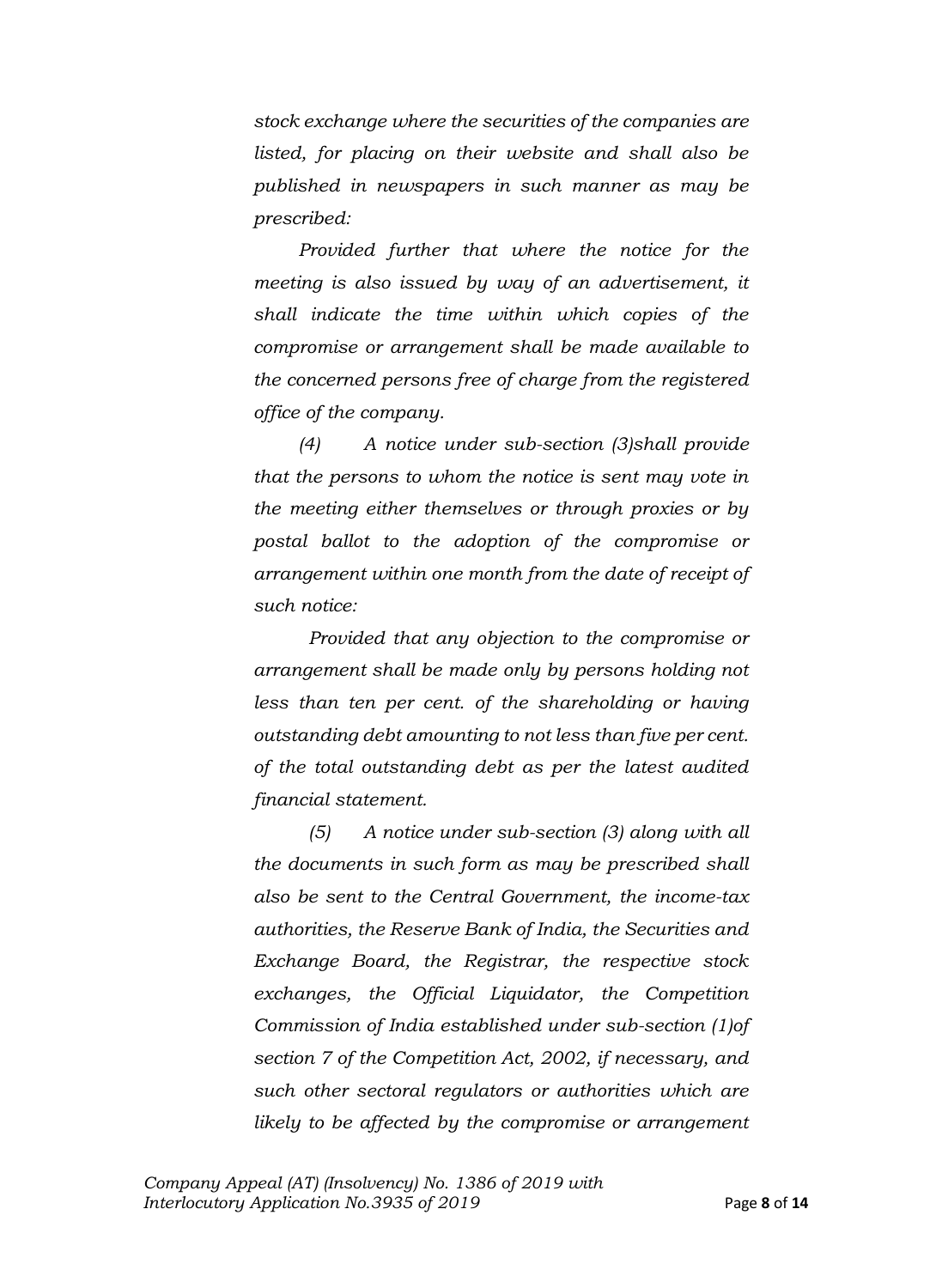*stock exchange where the securities of the companies are listed, for placing on their website and shall also be published in newspapers in such manner as may be prescribed:*

*Provided further that where the notice for the meeting is also issued by way of an advertisement, it shall indicate the time within which copies of the compromise or arrangement shall be made available to the concerned persons free of charge from the registered office of the company.*

*(4) A notice under sub-section (3)shall provide that the persons to whom the notice is sent may vote in the meeting either themselves or through proxies or by postal ballot to the adoption of the compromise or arrangement within one month from the date of receipt of such notice:*

*Provided that any objection to the compromise or arrangement shall be made only by persons holding not less than ten per cent. of the shareholding or having outstanding debt amounting to not less than five per cent. of the total outstanding debt as per the latest audited financial statement.*

*(5) A notice under sub-section (3) along with all the documents in such form as may be prescribed shall also be sent to the Central Government, the income-tax authorities, the Reserve Bank of India, the Securities and Exchange Board, the Registrar, the respective stock exchanges, the Official Liquidator, the Competition Commission of India established under sub-section (1)of section 7 of the Competition Act, 2002, if necessary, and such other sectoral regulators or authorities which are likely to be affected by the compromise or arrangement*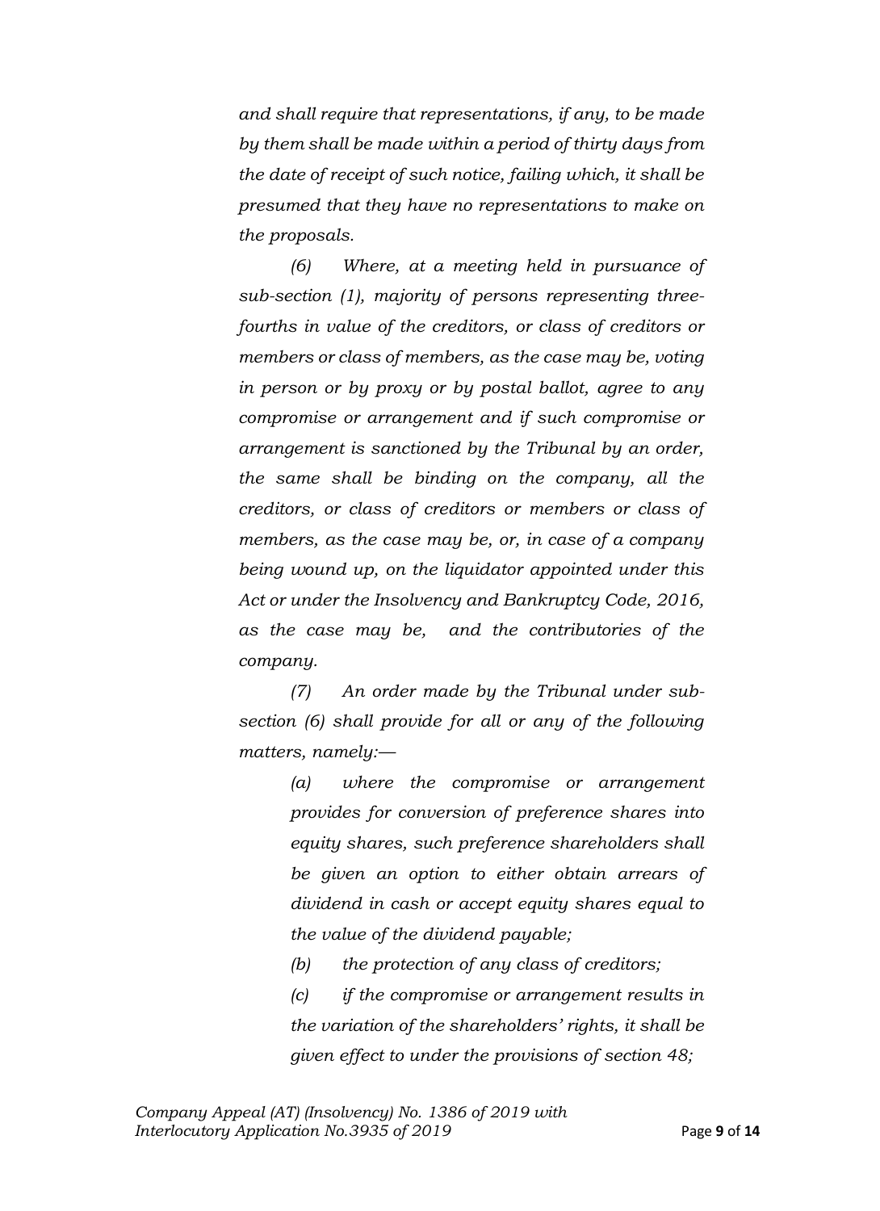*and shall require that representations, if any, to be made by them shall be made within a period of thirty days from the date of receipt of such notice, failing which, it shall be presumed that they have no representations to make on the proposals.*

*(6) Where, at a meeting held in pursuance of sub-section (1), majority of persons representing three-fourths in value of the creditors, or class of creditors or members or class of members, as the case may be, voting in person or by proxy or by postal ballot, agree to any compromise or arrangement and if such compromise or arrangement is sanctioned by the Tribunal by an order, the same shall be binding on the company, all the creditors, or class of creditors or members or class of members, as the case may be, or, in case of a company being wound up, on the liquidator appointed under this Act or under the Insolvency and Bankruptcy Code, 2016, as the case may be, and the contributories of the company.*

*(7) An order made by the Tribunal under sub-section (6) shall provide for all or any of the following matters, namely:—*

> *(a) where the compromise or arrangement provides for conversion of preference shares into equity shares, such preference shareholders shall be given an option to either obtain arrears of dividend in cash or accept equity shares equal to the value of the dividend payable;*
>
> *(b) the protection of any class of creditors;*
>
> *(c) if the compromise or arrangement results in the variation of the shareholders' rights, it shall be given effect to under the provisions of section 48;*

*Company Appeal (AT) (Insolvency) No. 1386 of 2019 with Interlocutory Application No.3935 of 2019*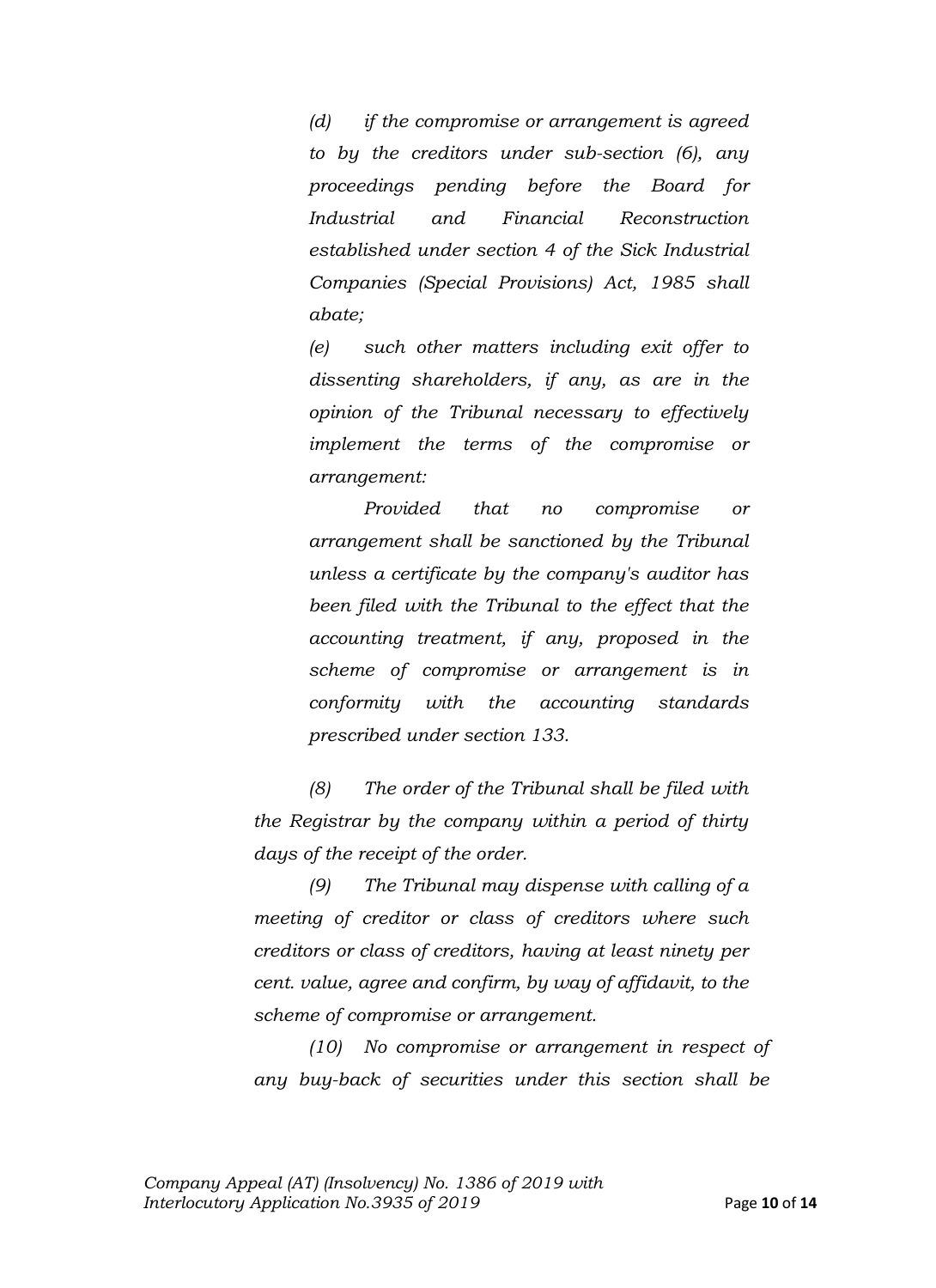*(d) if the compromise or arrangement is agreed to by the creditors under sub-section (6), any proceedings pending before the Board for Industrial and Financial Reconstruction established under section 4 of the Sick Industrial Companies (Special Provisions) Act, 1985 shall abate;*

*(e) such other matters including exit offer to dissenting shareholders, if any, as are in the opinion of the Tribunal necessary to effectively implement the terms of the compromise or arrangement:*

*Provided that no compromise or arrangement shall be sanctioned by the Tribunal unless a certificate by the company's auditor has been filed with the Tribunal to the effect that the accounting treatment, if any, proposed in the scheme of compromise or arrangement is in conformity with the accounting standards prescribed under section 133.*

*(8) The order of the Tribunal shall be filed with the Registrar by the company within a period of thirty days of the receipt of the order.*

*(9) The Tribunal may dispense with calling of a meeting of creditor or class of creditors where such creditors or class of creditors, having at least ninety per cent. value, agree and confirm, by way of affidavit, to the scheme of compromise or arrangement.*

*(10) No compromise or arrangement in respect of any buy-back of securities under this section shall be*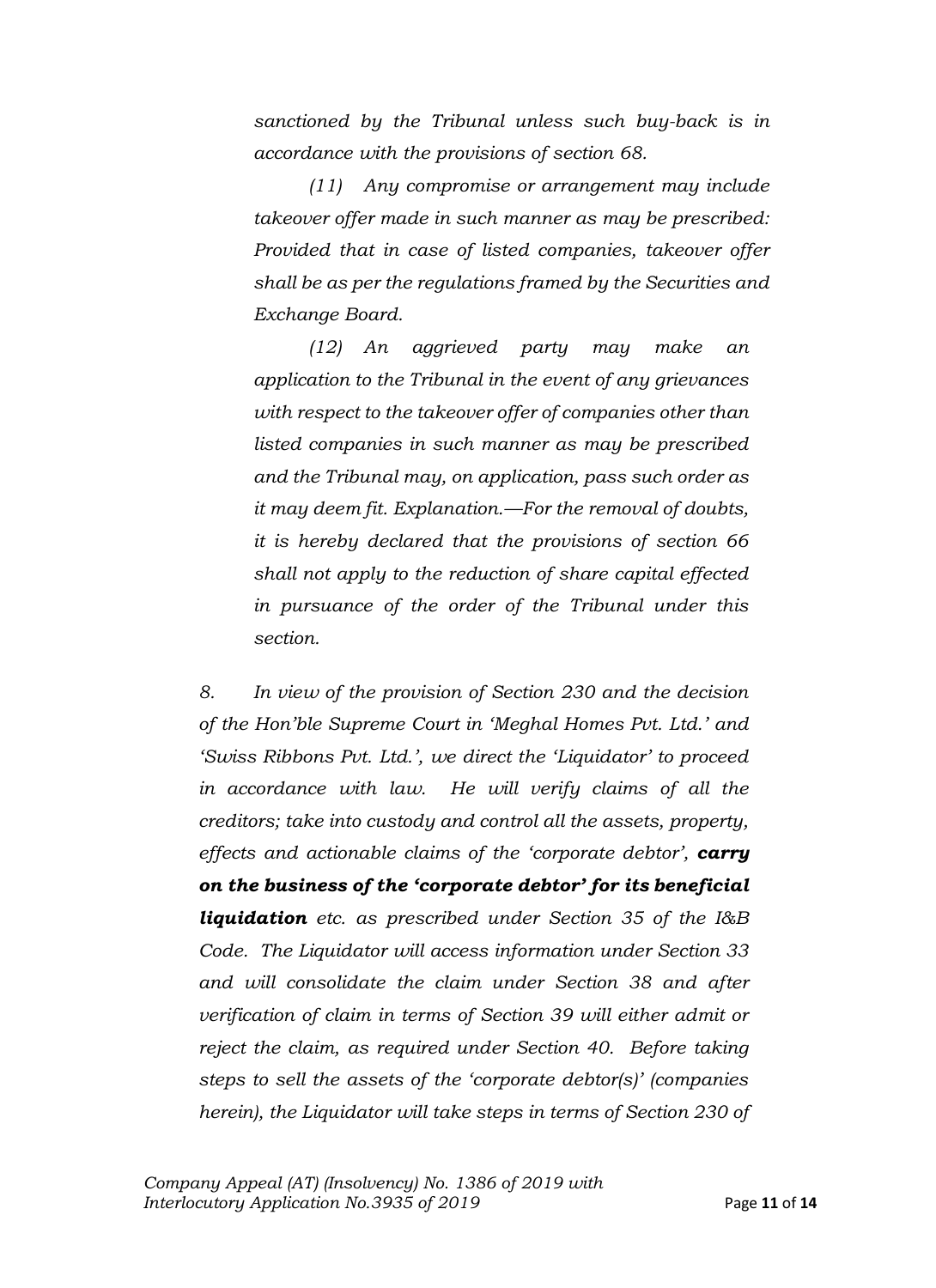*sanctioned by the Tribunal unless such buy-back is in accordance with the provisions of section 68.*

*(11) Any compromise or arrangement may include takeover offer made in such manner as may be prescribed: Provided that in case of listed companies, takeover offer shall be as per the regulations framed by the Securities and Exchange Board.*

*(12) An aggrieved party may make an application to the Tribunal in the event of any grievances with respect to the takeover offer of companies other than listed companies in such manner as may be prescribed and the Tribunal may, on application, pass such order as it may deem fit. Explanation.—For the removal of doubts, it is hereby declared that the provisions of section 66 shall not apply to the reduction of share capital effected in pursuance of the order of the Tribunal under this section.*

*8. In view of the provision of Section 230 and the decision of the Hon'ble Supreme Court in 'Meghal Homes Pvt. Ltd.' and 'Swiss Ribbons Pvt. Ltd.', we direct the 'Liquidator' to proceed in accordance with law. He will verify claims of all the creditors; take into custody and control all the assets, property, effects and actionable claims of the 'corporate debtor',* ***carry on the business of the 'corporate debtor' for its beneficial liquidation*** *etc. as prescribed under Section 35 of the I&B Code. The Liquidator will access information under Section 33 and will consolidate the claim under Section 38 and after verification of claim in terms of Section 39 will either admit or reject the claim, as required under Section 40. Before taking steps to sell the assets of the 'corporate debtor(s)' (companies herein), the Liquidator will take steps in terms of Section 230 of*

*Company Appeal (AT) (Insolvency) No. 1386 of 2019 with Interlocutory Application No.3935 of 2019*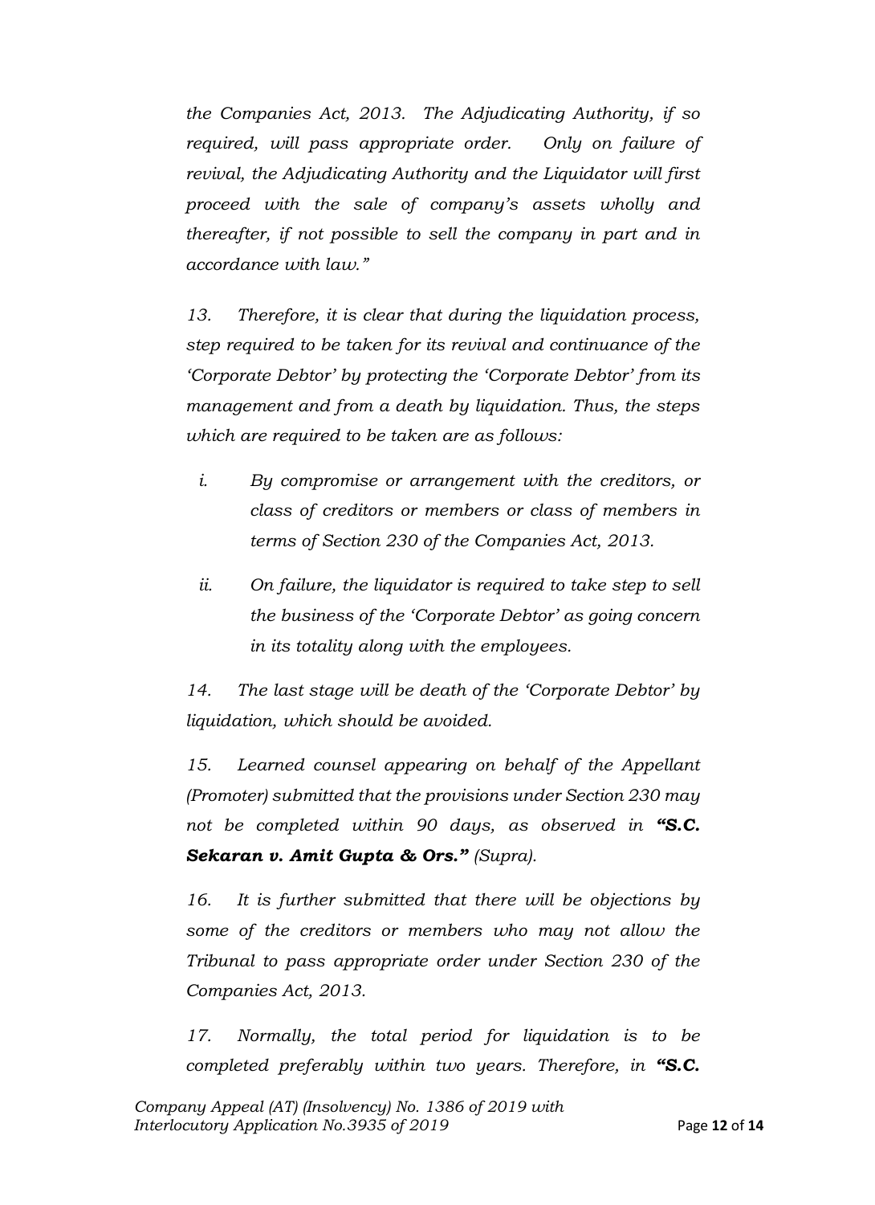*the Companies Act, 2013. The Adjudicating Authority, if so required, will pass appropriate order. Only on failure of revival, the Adjudicating Authority and the Liquidator will first proceed with the sale of company's assets wholly and thereafter, if not possible to sell the company in part and in accordance with law."*

*13. Therefore, it is clear that during the liquidation process, step required to be taken for its revival and continuance of the 'Corporate Debtor' by protecting the 'Corporate Debtor' from its management and from a death by liquidation. Thus, the steps which are required to be taken are as follows:*

*i. By compromise or arrangement with the creditors, or class of creditors or members or class of members in terms of Section 230 of the Companies Act, 2013.*

*ii. On failure, the liquidator is required to take step to sell the business of the 'Corporate Debtor' as going concern in its totality along with the employees.*

*14. The last stage will be death of the 'Corporate Debtor' by liquidation, which should be avoided.*

*15. Learned counsel appearing on behalf of the Appellant (Promoter) submitted that the provisions under Section 230 may not be completed within 90 days, as observed in **"S.C. Sekaran v. Amit Gupta & Ors."** (Supra).*

*16. It is further submitted that there will be objections by some of the creditors or members who may not allow the Tribunal to pass appropriate order under Section 230 of the Companies Act, 2013.*

*17. Normally, the total period for liquidation is to be completed preferably within two years. Therefore, in **"S.C.***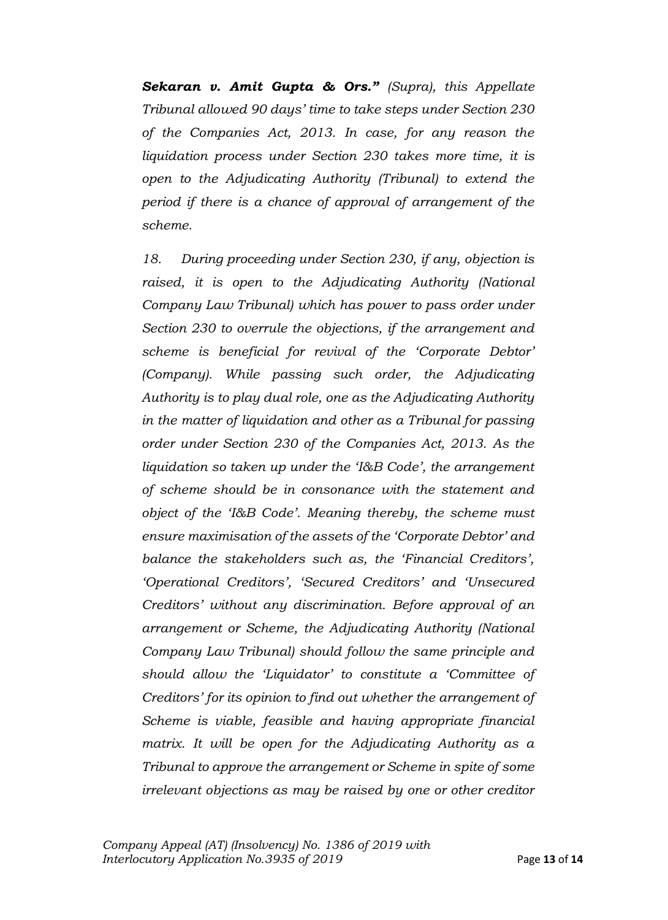***Sekaran v. Amit Gupta & Ors.”*** *(Supra), this Appellate Tribunal allowed 90 days’ time to take steps under Section 230 of the Companies Act, 2013. In case, for any reason the liquidation process under Section 230 takes more time, it is open to the Adjudicating Authority (Tribunal) to extend the period if there is a chance of approval of arrangement of the scheme.*

*18. During proceeding under Section 230, if any, objection is raised, it is open to the Adjudicating Authority (National Company Law Tribunal) which has power to pass order under Section 230 to overrule the objections, if the arrangement and scheme is beneficial for revival of the ‘Corporate Debtor’ (Company). While passing such order, the Adjudicating Authority is to play dual role, one as the Adjudicating Authority in the matter of liquidation and other as a Tribunal for passing order under Section 230 of the Companies Act, 2013. As the liquidation so taken up under the ‘I&B Code’, the arrangement of scheme should be in consonance with the statement and object of the ‘I&B Code’. Meaning thereby, the scheme must ensure maximisation of the assets of the ‘Corporate Debtor’ and balance the stakeholders such as, the ‘Financial Creditors’, ‘Operational Creditors’, ‘Secured Creditors’ and ‘Unsecured Creditors’ without any discrimination. Before approval of an arrangement or Scheme, the Adjudicating Authority (National Company Law Tribunal) should follow the same principle and should allow the ‘Liquidator’ to constitute a ‘Committee of Creditors’ for its opinion to find out whether the arrangement of Scheme is viable, feasible and having appropriate financial matrix. It will be open for the Adjudicating Authority as a Tribunal to approve the arrangement or Scheme in spite of some irrelevant objections as may be raised by one or other creditor*

*Company Appeal (AT) (Insolvency) No. 1386 of 2019 with Interlocutory Application No.3935 of 2019*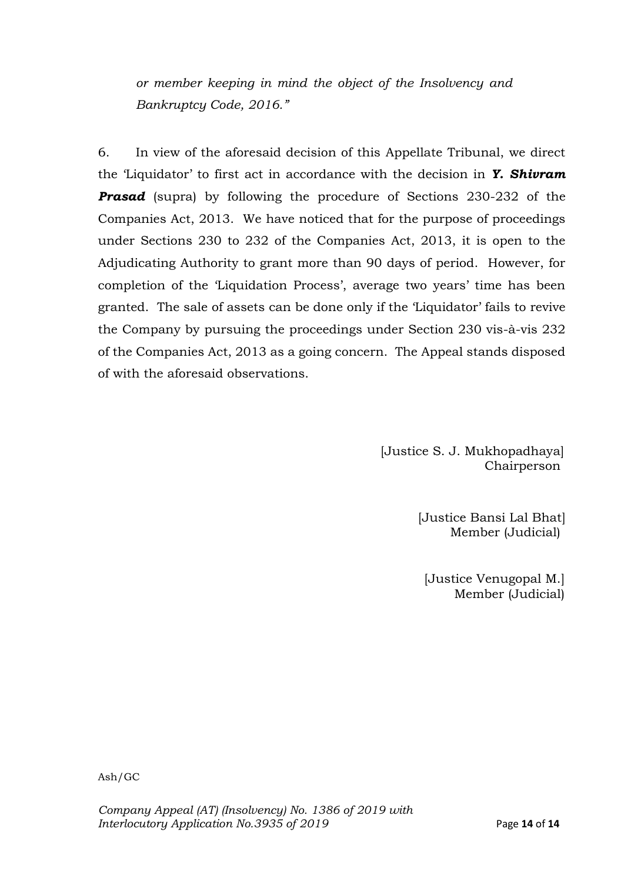*or member keeping in mind the object of the Insolvency and Bankruptcy Code, 2016."*

6. In view of the aforesaid decision of this Appellate Tribunal, we direct the 'Liquidator' to first act in accordance with the decision in ***Y. Shivram Prasad*** (supra) by following the procedure of Sections 230-232 of the Companies Act, 2013. We have noticed that for the purpose of proceedings under Sections 230 to 232 of the Companies Act, 2013, it is open to the Adjudicating Authority to grant more than 90 days of period. However, for completion of the 'Liquidation Process', average two years' time has been granted. The sale of assets can be done only if the 'Liquidator' fails to revive the Company by pursuing the proceedings under Section 230 vis-à-vis 232 of the Companies Act, 2013 as a going concern. The Appeal stands disposed of with the aforesaid observations.

[Justice S. J. Mukhopadhaya]
Chairperson

[Justice Bansi Lal Bhat]
Member (Judicial)

[Justice Venugopal M.]
Member (Judicial)

Ash/GC